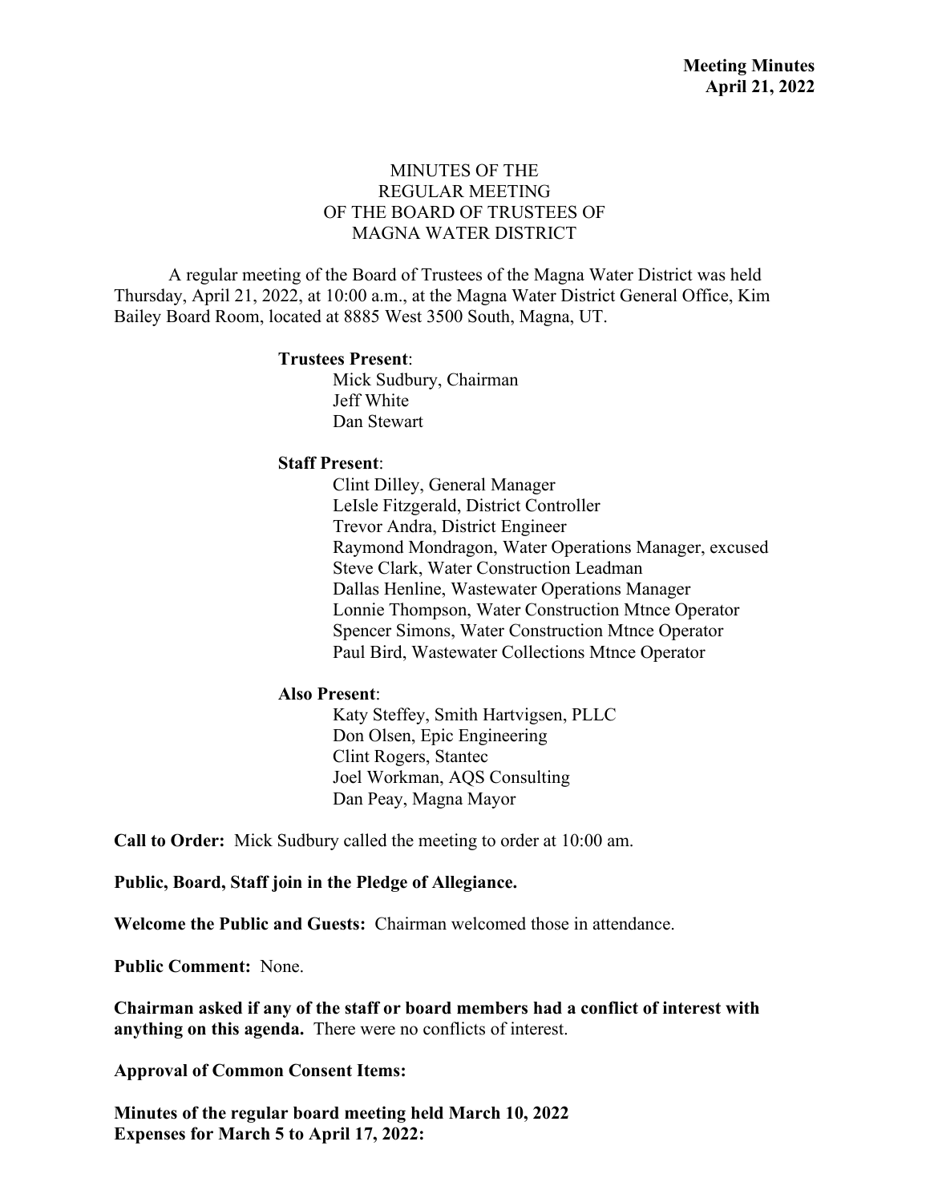**Meeting Minutes**
**April 21, 2022**

# MINUTES OF THE REGULAR MEETING OF THE BOARD OF TRUSTEES OF MAGNA WATER DISTRICT

A regular meeting of the Board of Trustees of the Magna Water District was held Thursday, April 21, 2022, at 10:00 a.m., at the Magna Water District General Office, Kim Bailey Board Room, located at 8885 West 3500 South, Magna, UT.

**Trustees Present**:
- Mick Sudbury, Chairman
- Jeff White
- Dan Stewart

**Staff Present**:
- Clint Dilley, General Manager
- LeIsle Fitzgerald, District Controller
- Trevor Andra, District Engineer
- Raymond Mondragon, Water Operations Manager, excused
- Steve Clark, Water Construction Leadman
- Dallas Henline, Wastewater Operations Manager
- Lonnie Thompson, Water Construction Mtnce Operator
- Spencer Simons, Water Construction Mtnce Operator
- Paul Bird, Wastewater Collections Mtnce Operator

**Also Present**:
- Katy Steffey, Smith Hartvigsen, PLLC
- Don Olsen, Epic Engineering
- Clint Rogers, Stantec
- Joel Workman, AQS Consulting
- Dan Peay, Magna Mayor

**Call to Order:** Mick Sudbury called the meeting to order at 10:00 am.

**Public, Board, Staff join in the Pledge of Allegiance.**

**Welcome the Public and Guests:** Chairman welcomed those in attendance.

**Public Comment:** None.

**Chairman asked if any of the staff or board members had a conflict of interest with anything on this agenda.** There were no conflicts of interest.

**Approval of Common Consent Items:**

**Minutes of the regular board meeting held March 10, 2022**
**Expenses for March 5 to April 17, 2022:**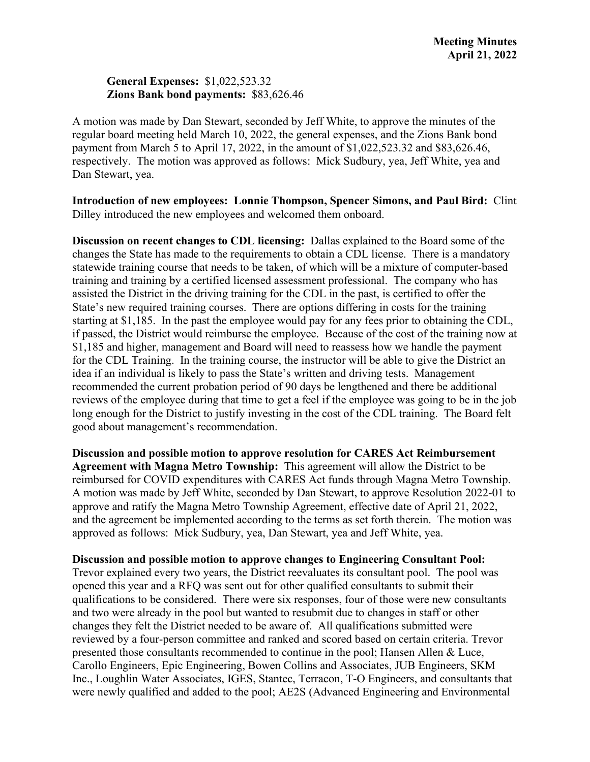**General Expenses:** $1,022,523.32
**Zions Bank bond payments:** $83,626.46

A motion was made by Dan Stewart, seconded by Jeff White, to approve the minutes of the regular board meeting held March 10, 2022, the general expenses, and the Zions Bank bond payment from March 5 to April 17, 2022, in the amount of $1,022,523.32 and $83,626.46, respectively. The motion was approved as follows: Mick Sudbury, yea, Jeff White, yea and Dan Stewart, yea.

**Introduction of new employees: Lonnie Thompson, Spencer Simons, and Paul Bird:** Clint Dilley introduced the new employees and welcomed them onboard.

**Discussion on recent changes to CDL licensing:** Dallas explained to the Board some of the changes the State has made to the requirements to obtain a CDL license. There is a mandatory statewide training course that needs to be taken, of which will be a mixture of computer-based training and training by a certified licensed assessment professional. The company who has assisted the District in the driving training for the CDL in the past, is certified to offer the State's new required training courses. There are options differing in costs for the training starting at $1,185. In the past the employee would pay for any fees prior to obtaining the CDL, if passed, the District would reimburse the employee. Because of the cost of the training now at $1,185 and higher, management and Board will need to reassess how we handle the payment for the CDL Training. In the training course, the instructor will be able to give the District an idea if an individual is likely to pass the State's written and driving tests. Management recommended the current probation period of 90 days be lengthened and there be additional reviews of the employee during that time to get a feel if the employee was going to be in the job long enough for the District to justify investing in the cost of the CDL training. The Board felt good about management's recommendation.

**Discussion and possible motion to approve resolution for CARES Act Reimbursement Agreement with Magna Metro Township:** This agreement will allow the District to be reimbursed for COVID expenditures with CARES Act funds through Magna Metro Township. A motion was made by Jeff White, seconded by Dan Stewart, to approve Resolution 2022-01 to approve and ratify the Magna Metro Township Agreement, effective date of April 21, 2022, and the agreement be implemented according to the terms as set forth therein. The motion was approved as follows: Mick Sudbury, yea, Dan Stewart, yea and Jeff White, yea.

**Discussion and possible motion to approve changes to Engineering Consultant Pool:** Trevor explained every two years, the District reevaluates its consultant pool. The pool was opened this year and a RFQ was sent out for other qualified consultants to submit their qualifications to be considered. There were six responses, four of those were new consultants and two were already in the pool but wanted to resubmit due to changes in staff or other changes they felt the District needed to be aware of. All qualifications submitted were reviewed by a four-person committee and ranked and scored based on certain criteria. Trevor presented those consultants recommended to continue in the pool; Hansen Allen & Luce, Carollo Engineers, Epic Engineering, Bowen Collins and Associates, JUB Engineers, SKM Inc., Loughlin Water Associates, IGES, Stantec, Terracon, T-O Engineers, and consultants that were newly qualified and added to the pool; AE2S (Advanced Engineering and Environmental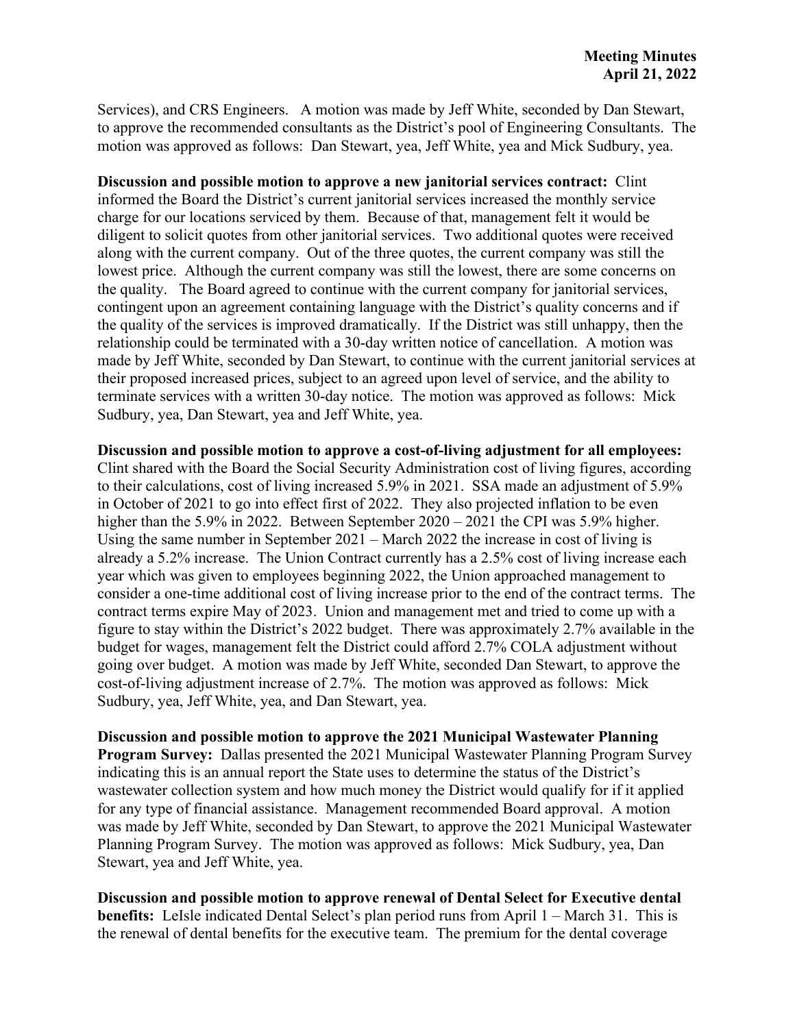Services), and CRS Engineers. A motion was made by Jeff White, seconded by Dan Stewart, to approve the recommended consultants as the District's pool of Engineering Consultants. The motion was approved as follows: Dan Stewart, yea, Jeff White, yea and Mick Sudbury, yea.

**Discussion and possible motion to approve a new janitorial services contract:** Clint informed the Board the District's current janitorial services increased the monthly service charge for our locations serviced by them. Because of that, management felt it would be diligent to solicit quotes from other janitorial services. Two additional quotes were received along with the current company. Out of the three quotes, the current company was still the lowest price. Although the current company was still the lowest, there are some concerns on the quality. The Board agreed to continue with the current company for janitorial services, contingent upon an agreement containing language with the District's quality concerns and if the quality of the services is improved dramatically. If the District was still unhappy, then the relationship could be terminated with a 30-day written notice of cancellation. A motion was made by Jeff White, seconded by Dan Stewart, to continue with the current janitorial services at their proposed increased prices, subject to an agreed upon level of service, and the ability to terminate services with a written 30-day notice. The motion was approved as follows: Mick Sudbury, yea, Dan Stewart, yea and Jeff White, yea.

**Discussion and possible motion to approve a cost-of-living adjustment for all employees:** Clint shared with the Board the Social Security Administration cost of living figures, according to their calculations, cost of living increased 5.9% in 2021. SSA made an adjustment of 5.9% in October of 2021 to go into effect first of 2022. They also projected inflation to be even higher than the 5.9% in 2022. Between September 2020 – 2021 the CPI was 5.9% higher. Using the same number in September 2021 – March 2022 the increase in cost of living is already a 5.2% increase. The Union Contract currently has a 2.5% cost of living increase each year which was given to employees beginning 2022, the Union approached management to consider a one-time additional cost of living increase prior to the end of the contract terms. The contract terms expire May of 2023. Union and management met and tried to come up with a figure to stay within the District's 2022 budget. There was approximately 2.7% available in the budget for wages, management felt the District could afford 2.7% COLA adjustment without going over budget. A motion was made by Jeff White, seconded Dan Stewart, to approve the cost-of-living adjustment increase of 2.7%. The motion was approved as follows: Mick Sudbury, yea, Jeff White, yea, and Dan Stewart, yea.

**Discussion and possible motion to approve the 2021 Municipal Wastewater Planning Program Survey:** Dallas presented the 2021 Municipal Wastewater Planning Program Survey indicating this is an annual report the State uses to determine the status of the District's wastewater collection system and how much money the District would qualify for if it applied for any type of financial assistance. Management recommended Board approval. A motion was made by Jeff White, seconded by Dan Stewart, to approve the 2021 Municipal Wastewater Planning Program Survey. The motion was approved as follows: Mick Sudbury, yea, Dan Stewart, yea and Jeff White, yea.

**Discussion and possible motion to approve renewal of Dental Select for Executive dental benefits:** LeIsle indicated Dental Select's plan period runs from April 1 – March 31. This is the renewal of dental benefits for the executive team. The premium for the dental coverage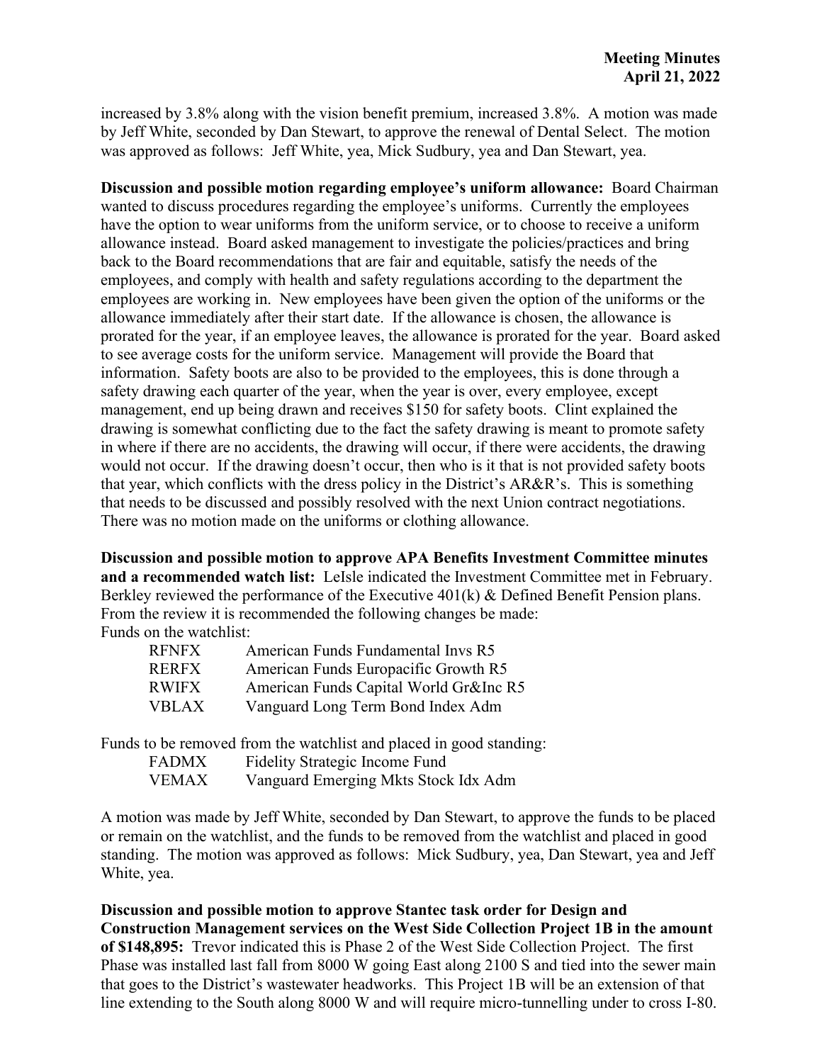increased by 3.8% along with the vision benefit premium, increased 3.8%. A motion was made by Jeff White, seconded by Dan Stewart, to approve the renewal of Dental Select. The motion was approved as follows: Jeff White, yea, Mick Sudbury, yea and Dan Stewart, yea.

**Discussion and possible motion regarding employee's uniform allowance:** Board Chairman wanted to discuss procedures regarding the employee's uniforms. Currently the employees have the option to wear uniforms from the uniform service, or to choose to receive a uniform allowance instead. Board asked management to investigate the policies/practices and bring back to the Board recommendations that are fair and equitable, satisfy the needs of the employees, and comply with health and safety regulations according to the department the employees are working in. New employees have been given the option of the uniforms or the allowance immediately after their start date. If the allowance is chosen, the allowance is prorated for the year, if an employee leaves, the allowance is prorated for the year. Board asked to see average costs for the uniform service. Management will provide the Board that information. Safety boots are also to be provided to the employees, this is done through a safety drawing each quarter of the year, when the year is over, every employee, except management, end up being drawn and receives $150 for safety boots. Clint explained the drawing is somewhat conflicting due to the fact the safety drawing is meant to promote safety in where if there are no accidents, the drawing will occur, if there were accidents, the drawing would not occur. If the drawing doesn't occur, then who is it that is not provided safety boots that year, which conflicts with the dress policy in the District's AR&R's. This is something that needs to be discussed and possibly resolved with the next Union contract negotiations. There was no motion made on the uniforms or clothing allowance.

**Discussion and possible motion to approve APA Benefits Investment Committee minutes and a recommended watch list:** LeIsle indicated the Investment Committee met in February. Berkley reviewed the performance of the Executive 401(k) & Defined Benefit Pension plans. From the review it is recommended the following changes be made:

Funds on the watchlist:

| | |
|---|---|
| RFNFX | American Funds Fundamental Invs R5 |
| RERFX | American Funds Europacific Growth R5 |
| RWIFX | American Funds Capital World Gr&Inc R5 |
| VBLAX | Vanguard Long Term Bond Index Adm |

Funds to be removed from the watchlist and placed in good standing:

| | |
|---|---|
| FADMX | Fidelity Strategic Income Fund |
| VEMAX | Vanguard Emerging Mkts Stock Idx Adm |

A motion was made by Jeff White, seconded by Dan Stewart, to approve the funds to be placed or remain on the watchlist, and the funds to be removed from the watchlist and placed in good standing. The motion was approved as follows: Mick Sudbury, yea, Dan Stewart, yea and Jeff White, yea.

**Discussion and possible motion to approve Stantec task order for Design and Construction Management services on the West Side Collection Project 1B in the amount of $148,895:** Trevor indicated this is Phase 2 of the West Side Collection Project. The first Phase was installed last fall from 8000 W going East along 2100 S and tied into the sewer main that goes to the District's wastewater headworks. This Project 1B will be an extension of that line extending to the South along 8000 W and will require micro-tunnelling under to cross I-80.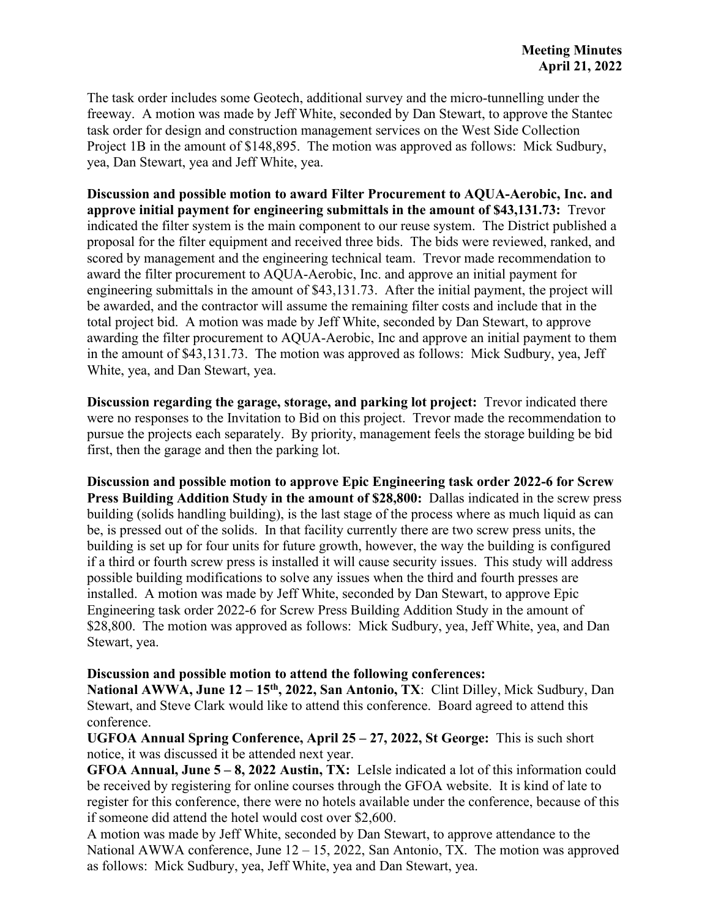The task order includes some Geotech, additional survey and the micro-tunnelling under the freeway. A motion was made by Jeff White, seconded by Dan Stewart, to approve the Stantec task order for design and construction management services on the West Side Collection Project 1B in the amount of $148,895. The motion was approved as follows: Mick Sudbury, yea, Dan Stewart, yea and Jeff White, yea.

**Discussion and possible motion to award Filter Procurement to AQUA-Aerobic, Inc. and approve initial payment for engineering submittals in the amount of $43,131.73:** Trevor indicated the filter system is the main component to our reuse system. The District published a proposal for the filter equipment and received three bids. The bids were reviewed, ranked, and scored by management and the engineering technical team. Trevor made recommendation to award the filter procurement to AQUA-Aerobic, Inc. and approve an initial payment for engineering submittals in the amount of $43,131.73. After the initial payment, the project will be awarded, and the contractor will assume the remaining filter costs and include that in the total project bid. A motion was made by Jeff White, seconded by Dan Stewart, to approve awarding the filter procurement to AQUA-Aerobic, Inc and approve an initial payment to them in the amount of $43,131.73. The motion was approved as follows: Mick Sudbury, yea, Jeff White, yea, and Dan Stewart, yea.

**Discussion regarding the garage, storage, and parking lot project:** Trevor indicated there were no responses to the Invitation to Bid on this project. Trevor made the recommendation to pursue the projects each separately. By priority, management feels the storage building be bid first, then the garage and then the parking lot.

**Discussion and possible motion to approve Epic Engineering task order 2022-6 for Screw Press Building Addition Study in the amount of $28,800:** Dallas indicated in the screw press building (solids handling building), is the last stage of the process where as much liquid as can be, is pressed out of the solids. In that facility currently there are two screw press units, the building is set up for four units for future growth, however, the way the building is configured if a third or fourth screw press is installed it will cause security issues. This study will address possible building modifications to solve any issues when the third and fourth presses are installed. A motion was made by Jeff White, seconded by Dan Stewart, to approve Epic Engineering task order 2022-6 for Screw Press Building Addition Study in the amount of $28,800. The motion was approved as follows: Mick Sudbury, yea, Jeff White, yea, and Dan Stewart, yea.

**Discussion and possible motion to attend the following conferences:**

**National AWWA, June 12 – 15th, 2022, San Antonio, TX**: Clint Dilley, Mick Sudbury, Dan Stewart, and Steve Clark would like to attend this conference. Board agreed to attend this conference.

**UGFOA Annual Spring Conference, April 25 – 27, 2022, St George:** This is such short notice, it was discussed it be attended next year.

**GFOA Annual, June 5 – 8, 2022 Austin, TX:** LeIsle indicated a lot of this information could be received by registering for online courses through the GFOA website. It is kind of late to register for this conference, there were no hotels available under the conference, because of this if someone did attend the hotel would cost over $2,600.

A motion was made by Jeff White, seconded by Dan Stewart, to approve attendance to the National AWWA conference, June 12 – 15, 2022, San Antonio, TX. The motion was approved as follows: Mick Sudbury, yea, Jeff White, yea and Dan Stewart, yea.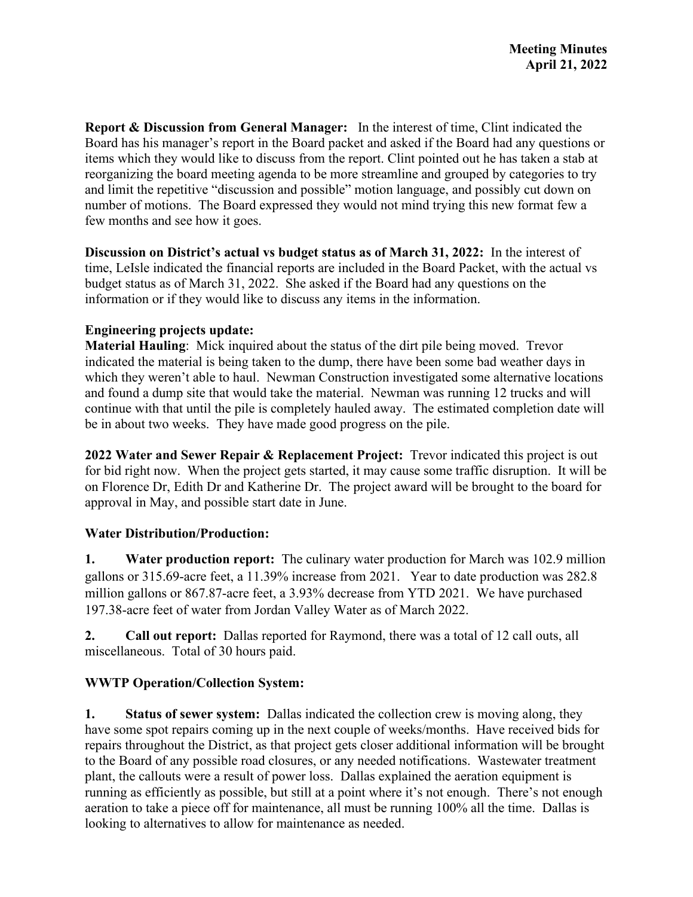**Report & Discussion from General Manager:** In the interest of time, Clint indicated the Board has his manager's report in the Board packet and asked if the Board had any questions or items which they would like to discuss from the report. Clint pointed out he has taken a stab at reorganizing the board meeting agenda to be more streamline and grouped by categories to try and limit the repetitive "discussion and possible" motion language, and possibly cut down on number of motions. The Board expressed they would not mind trying this new format few a few months and see how it goes.

**Discussion on District's actual vs budget status as of March 31, 2022:** In the interest of time, LeIsle indicated the financial reports are included in the Board Packet, with the actual vs budget status as of March 31, 2022. She asked if the Board had any questions on the information or if they would like to discuss any items in the information.

**Engineering projects update:**

**Material Hauling**: Mick inquired about the status of the dirt pile being moved. Trevor indicated the material is being taken to the dump, there have been some bad weather days in which they weren't able to haul. Newman Construction investigated some alternative locations and found a dump site that would take the material. Newman was running 12 trucks and will continue with that until the pile is completely hauled away. The estimated completion date will be in about two weeks. They have made good progress on the pile.

**2022 Water and Sewer Repair & Replacement Project:** Trevor indicated this project is out for bid right now. When the project gets started, it may cause some traffic disruption. It will be on Florence Dr, Edith Dr and Katherine Dr. The project award will be brought to the board for approval in May, and possible start date in June.

**Water Distribution/Production:**

**1. Water production report:** The culinary water production for March was 102.9 million gallons or 315.69-acre feet, a 11.39% increase from 2021. Year to date production was 282.8 million gallons or 867.87-acre feet, a 3.93% decrease from YTD 2021. We have purchased 197.38-acre feet of water from Jordan Valley Water as of March 2022.

**2. Call out report:** Dallas reported for Raymond, there was a total of 12 call outs, all miscellaneous. Total of 30 hours paid.

**WWTP Operation/Collection System:**

**1. Status of sewer system:** Dallas indicated the collection crew is moving along, they have some spot repairs coming up in the next couple of weeks/months. Have received bids for repairs throughout the District, as that project gets closer additional information will be brought to the Board of any possible road closures, or any needed notifications. Wastewater treatment plant, the callouts were a result of power loss. Dallas explained the aeration equipment is running as efficiently as possible, but still at a point where it's not enough. There's not enough aeration to take a piece off for maintenance, all must be running 100% all the time. Dallas is looking to alternatives to allow for maintenance as needed.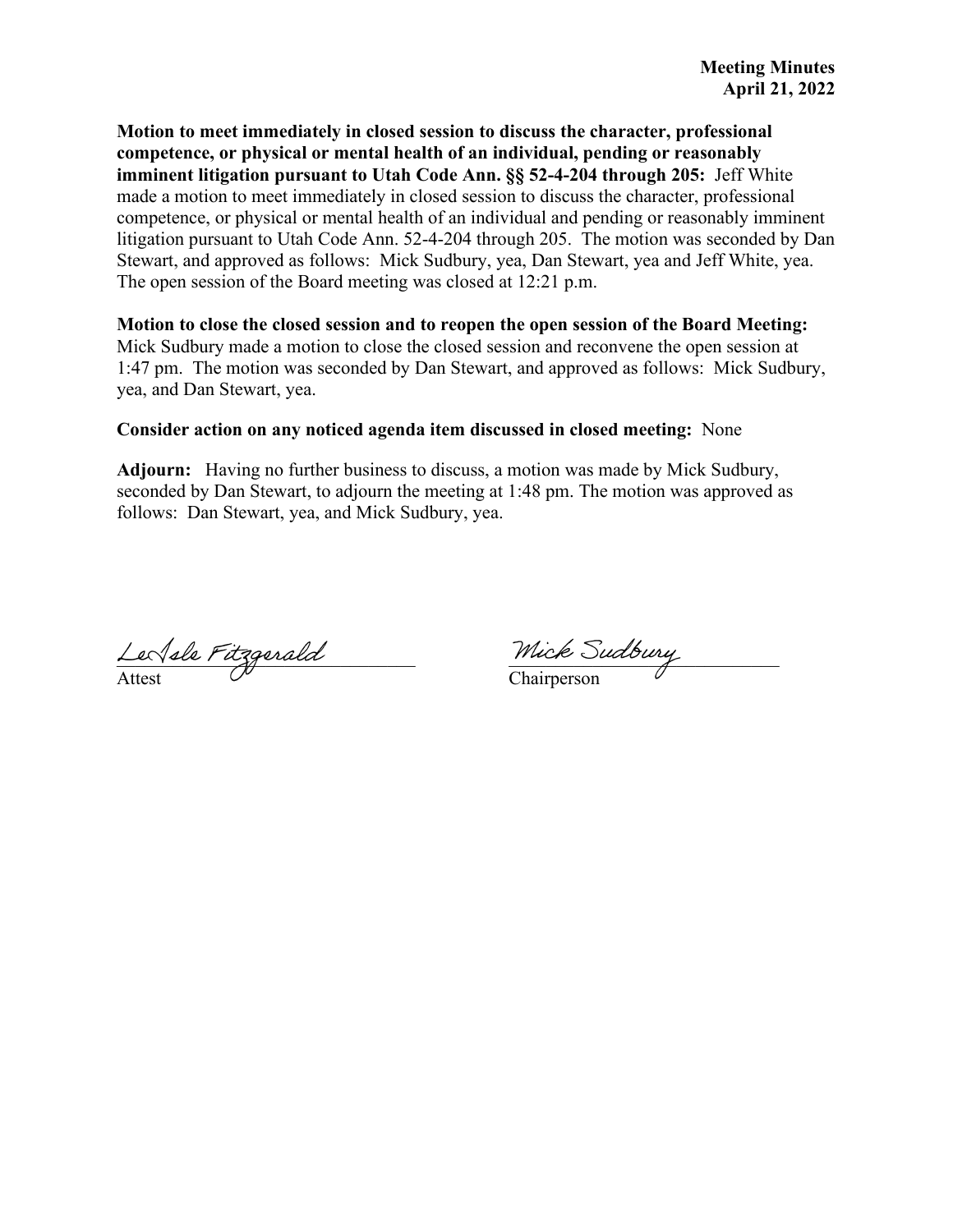**Motion to meet immediately in closed session to discuss the character, professional competence, or physical or mental health of an individual, pending or reasonably imminent litigation pursuant to Utah Code Ann. §§ 52-4-204 through 205:** Jeff White made a motion to meet immediately in closed session to discuss the character, professional competence, or physical or mental health of an individual and pending or reasonably imminent litigation pursuant to Utah Code Ann. 52-4-204 through 205. The motion was seconded by Dan Stewart, and approved as follows: Mick Sudbury, yea, Dan Stewart, yea and Jeff White, yea. The open session of the Board meeting was closed at 12:21 p.m.

**Motion to close the closed session and to reopen the open session of the Board Meeting:** Mick Sudbury made a motion to close the closed session and reconvene the open session at 1:47 pm. The motion was seconded by Dan Stewart, and approved as follows: Mick Sudbury, yea, and Dan Stewart, yea.

**Consider action on any noticed agenda item discussed in closed meeting:** None

**Adjourn:** Having no further business to discuss, a motion was made by Mick Sudbury, seconded by Dan Stewart, to adjourn the meeting at 1:48 pm. The motion was approved as follows: Dan Stewart, yea, and Mick Sudbury, yea.

LeIsle Fitzgerald
Attest

Mick Sudbury
Chairperson